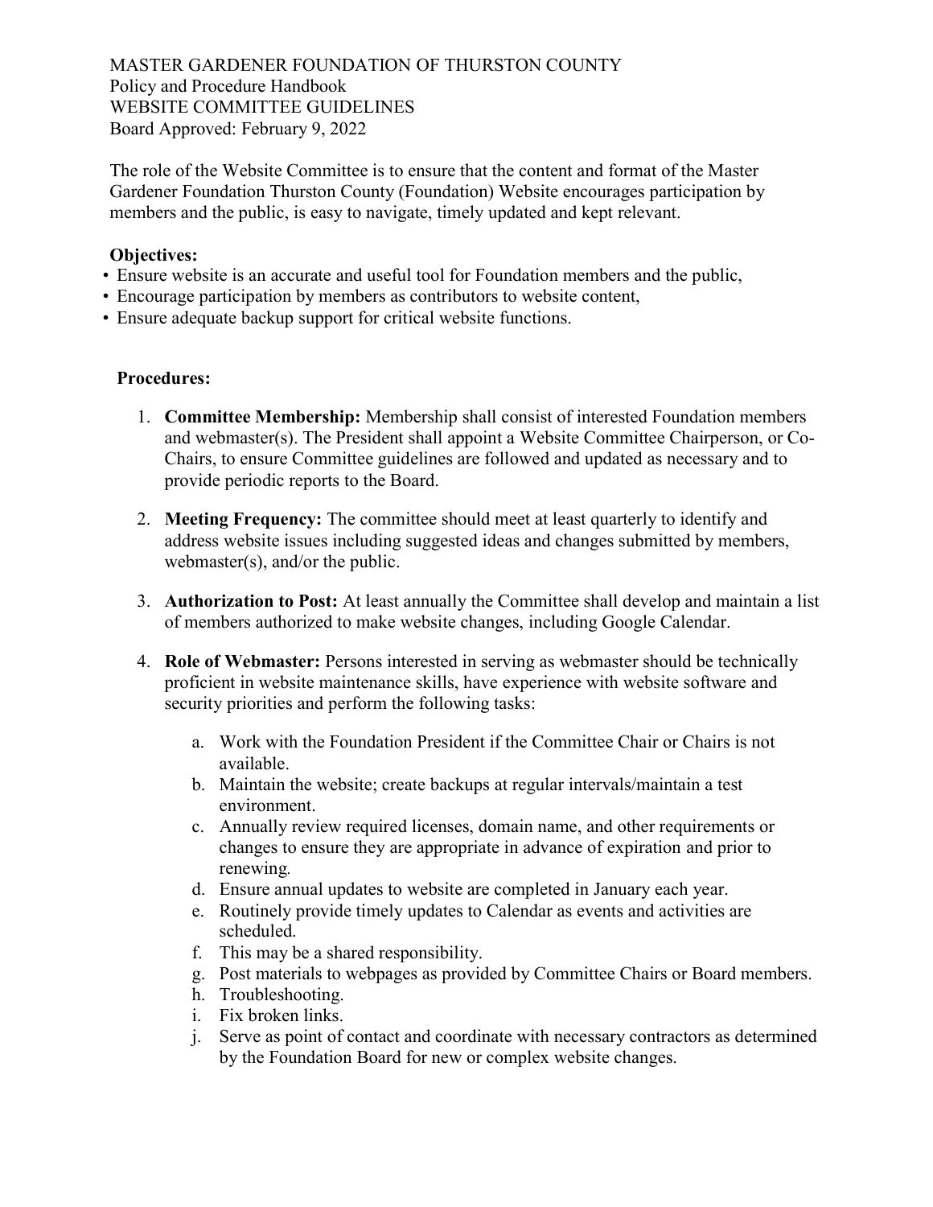MASTER GARDENER FOUNDATION OF THURSTON COUNTY
Policy and Procedure Handbook
WEBSITE COMMITTEE GUIDELINES
Board Approved: February 9, 2022

The role of the Website Committee is to ensure that the content and format of the Master Gardener Foundation Thurston County (Foundation) Website encourages participation by members and the public, is easy to navigate, timely updated and kept relevant.

**Objectives:**

- Ensure website is an accurate and useful tool for Foundation members and the public,
- Encourage participation by members as contributors to website content,
- Ensure adequate backup support for critical website functions.

**Procedures:**

1. **Committee Membership:** Membership shall consist of interested Foundation members and webmaster(s). The President shall appoint a Website Committee Chairperson, or Co-Chairs, to ensure Committee guidelines are followed and updated as necessary and to provide periodic reports to the Board.

2. **Meeting Frequency:** The committee should meet at least quarterly to identify and address website issues including suggested ideas and changes submitted by members, webmaster(s), and/or the public.

3. **Authorization to Post:** At least annually the Committee shall develop and maintain a list of members authorized to make website changes, including Google Calendar.

4. **Role of Webmaster:** Persons interested in serving as webmaster should be technically proficient in website maintenance skills, have experience with website software and security priorities and perform the following tasks:

    a. Work with the Foundation President if the Committee Chair or Chairs is not available.
    b. Maintain the website; create backups at regular intervals/maintain a test environment.
    c. Annually review required licenses, domain name, and other requirements or changes to ensure they are appropriate in advance of expiration and prior to renewing.
    d. Ensure annual updates to website are completed in January each year.
    e. Routinely provide timely updates to Calendar as events and activities are scheduled.
    f. This may be a shared responsibility.
    g. Post materials to webpages as provided by Committee Chairs or Board members.
    h. Troubleshooting.
    i. Fix broken links.
    j. Serve as point of contact and coordinate with necessary contractors as determined by the Foundation Board for new or complex website changes.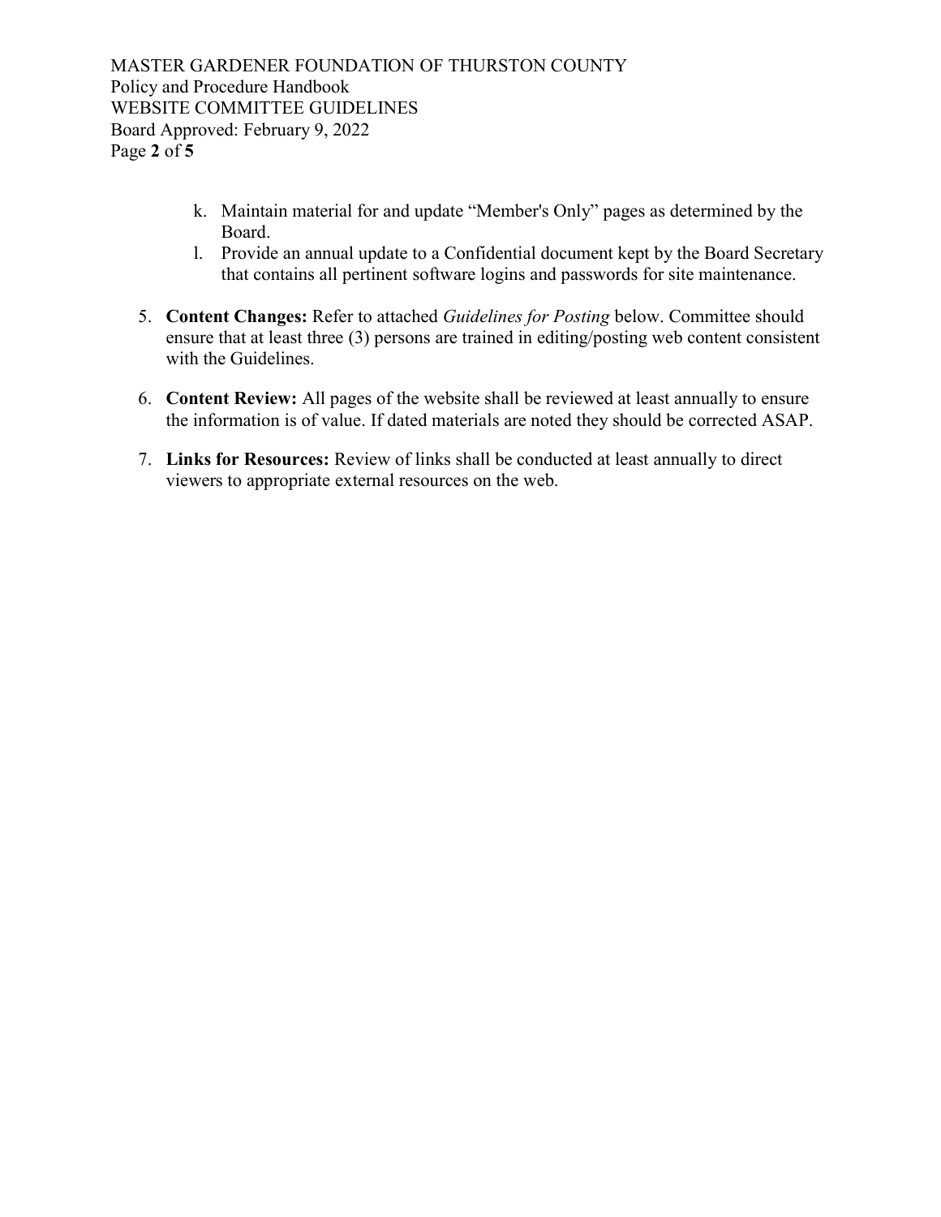k. Maintain material for and update "Member's Only" pages as determined by the Board.
   l. Provide an annual update to a Confidential document kept by the Board Secretary that contains all pertinent software logins and passwords for site maintenance.

5. **Content Changes:** Refer to attached *Guidelines for Posting* below. Committee should ensure that at least three (3) persons are trained in editing/posting web content consistent with the Guidelines.

6. **Content Review:** All pages of the website shall be reviewed at least annually to ensure the information is of value. If dated materials are noted they should be corrected ASAP.

7. **Links for Resources:** Review of links shall be conducted at least annually to direct viewers to appropriate external resources on the web.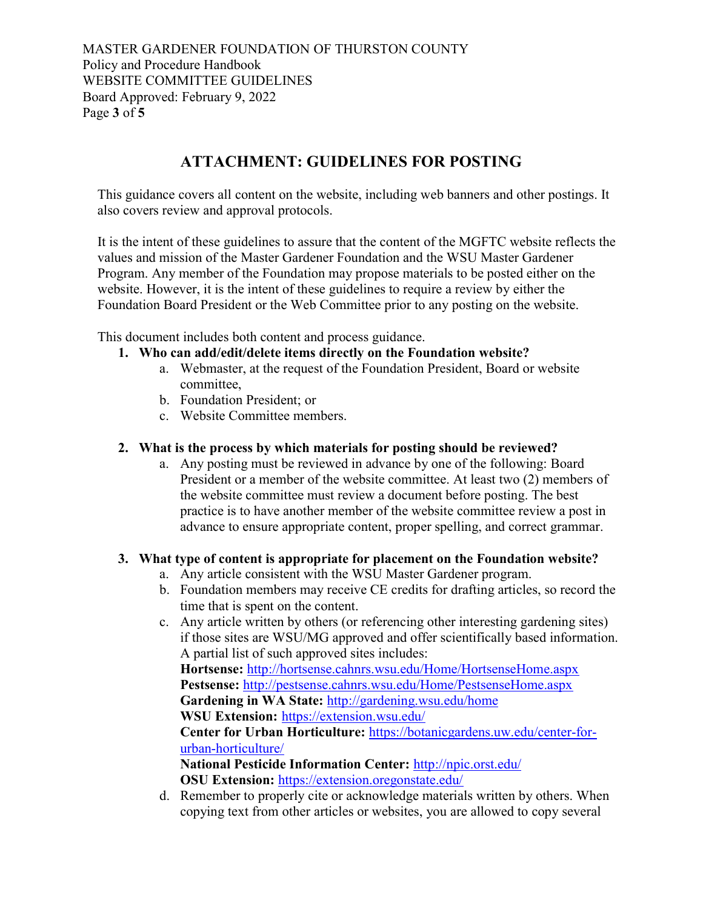## ATTACHMENT: GUIDELINES FOR POSTING

This guidance covers all content on the website, including web banners and other postings. It also covers review and approval protocols.

It is the intent of these guidelines to assure that the content of the MGFTC website reflects the values and mission of the Master Gardener Foundation and the WSU Master Gardener Program. Any member of the Foundation may propose materials to be posted either on the website. However, it is the intent of these guidelines to require a review by either the Foundation Board President or the Web Committee prior to any posting on the website.

This document includes both content and process guidance.

1. **Who can add/edit/delete items directly on the Foundation website?**
    a. Webmaster, at the request of the Foundation President, Board or website committee,
    b. Foundation President; or
    c. Website Committee members.

2. **What is the process by which materials for posting should be reviewed?**
    a. Any posting must be reviewed in advance by one of the following: Board President or a member of the website committee. At least two (2) members of the website committee must review a document before posting. The best practice is to have another member of the website committee review a post in advance to ensure appropriate content, proper spelling, and correct grammar.

3. **What type of content is appropriate for placement on the Foundation website?**
    a. Any article consistent with the WSU Master Gardener program.
    b. Foundation members may receive CE credits for drafting articles, so record the time that is spent on the content.
    c. Any article written by others (or referencing other interesting gardening sites) if those sites are WSU/MG approved and offer scientifically based information. A partial list of such approved sites includes:
    **Hortsense:** http://hortsense.cahnrs.wsu.edu/Home/HortsenseHome.aspx
    **Pestsense:** http://pestsense.cahnrs.wsu.edu/Home/PestsenseHome.aspx
    **Gardening in WA State:** http://gardening.wsu.edu/home
    **WSU Extension:** https://extension.wsu.edu/
    **Center for Urban Horticulture:** https://botanicgardens.uw.edu/center-for-urban-horticulture/
    **National Pesticide Information Center:** http://npic.orst.edu/
    **OSU Extension:** https://extension.oregonstate.edu/
    d. Remember to properly cite or acknowledge materials written by others. When copying text from other articles or websites, you are allowed to copy several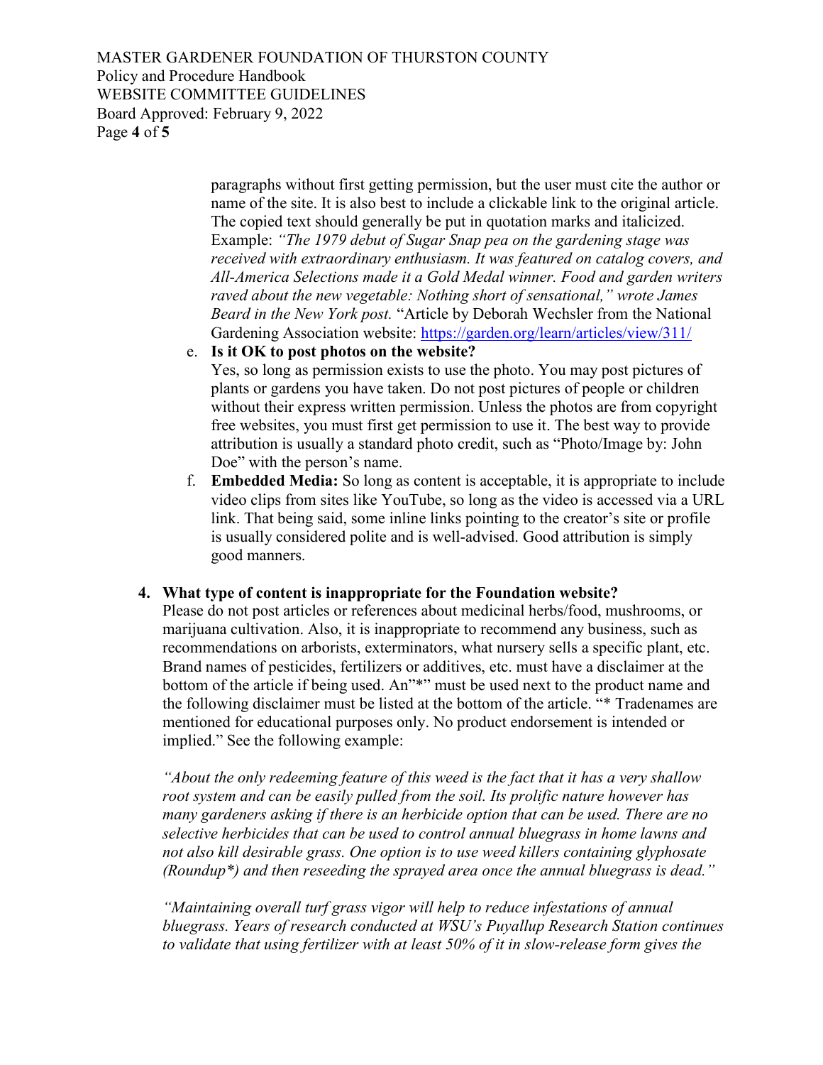paragraphs without first getting permission, but the user must cite the author or name of the site. It is also best to include a clickable link to the original article. The copied text should generally be put in quotation marks and italicized. Example: *"The 1979 debut of Sugar Snap pea on the gardening stage was received with extraordinary enthusiasm. It was featured on catalog covers, and All-America Selections made it a Gold Medal winner. Food and garden writers raved about the new vegetable: Nothing short of sensational," wrote James Beard in the New York post.* "Article by Deborah Wechsler from the National Gardening Association website: [https://garden.org/learn/articles/view/311/](https://garden.org/learn/articles/view/311/)

e. **Is it OK to post photos on the website?**
Yes, so long as permission exists to use the photo. You may post pictures of plants or gardens you have taken. Do not post pictures of people or children without their express written permission. Unless the photos are from copyright free websites, you must first get permission to use it. The best way to provide attribution is usually a standard photo credit, such as "Photo/Image by: John Doe" with the person's name.

f. **Embedded Media:** So long as content is acceptable, it is appropriate to include video clips from sites like YouTube, so long as the video is accessed via a URL link. That being said, some inline links pointing to the creator's site or profile is usually considered polite and is well-advised. Good attribution is simply good manners.

**4. What type of content is inappropriate for the Foundation website?**

Please do not post articles or references about medicinal herbs/food, mushrooms, or marijuana cultivation. Also, it is inappropriate to recommend any business, such as recommendations on arborists, exterminators, what nursery sells a specific plant, etc. Brand names of pesticides, fertilizers or additives, etc. must have a disclaimer at the bottom of the article if being used. An"*" must be used next to the product name and the following disclaimer must be listed at the bottom of the article. "* Tradenames are mentioned for educational purposes only. No product endorsement is intended or implied." See the following example:

*"About the only redeeming feature of this weed is the fact that it has a very shallow root system and can be easily pulled from the soil. Its prolific nature however has many gardeners asking if there is an herbicide option that can be used. There are no selective herbicides that can be used to control annual bluegrass in home lawns and not also kill desirable grass. One option is to use weed killers containing glyphosate (Roundup*) and then reseeding the sprayed area once the annual bluegrass is dead."*

*"Maintaining overall turf grass vigor will help to reduce infestations of annual bluegrass. Years of research conducted at WSU's Puyallup Research Station continues to validate that using fertilizer with at least 50% of it in slow-release form gives the*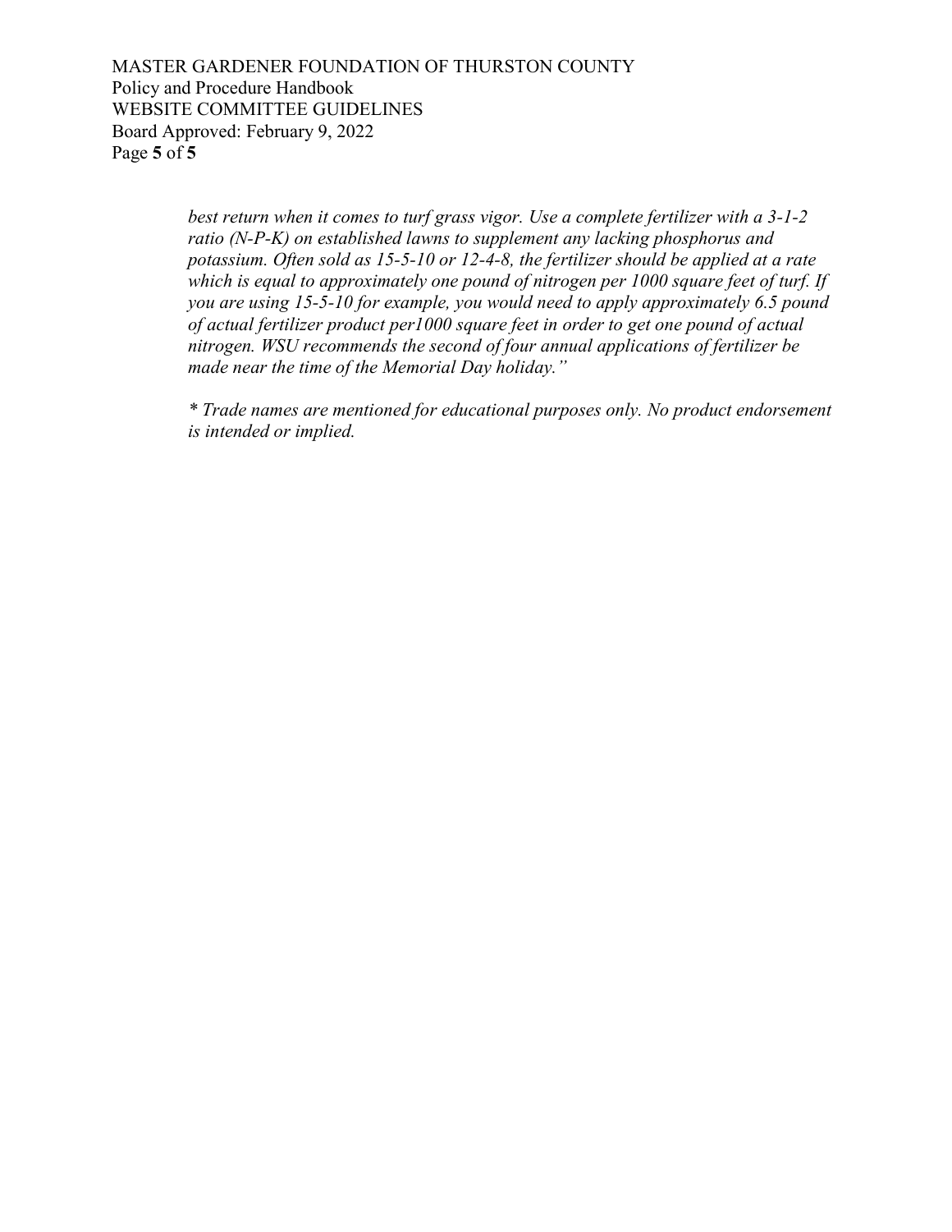*best return when it comes to turf grass vigor. Use a complete fertilizer with a 3-1-2 ratio (N-P-K) on established lawns to supplement any lacking phosphorus and potassium. Often sold as 15-5-10 or 12-4-8, the fertilizer should be applied at a rate which is equal to approximately one pound of nitrogen per 1000 square feet of turf. If you are using 15-5-10 for example, you would need to apply approximately 6.5 pound of actual fertilizer product per1000 square feet in order to get one pound of actual nitrogen. WSU recommends the second of four annual applications of fertilizer be made near the time of the Memorial Day holiday."*

*\* Trade names are mentioned for educational purposes only. No product endorsement is intended or implied.*